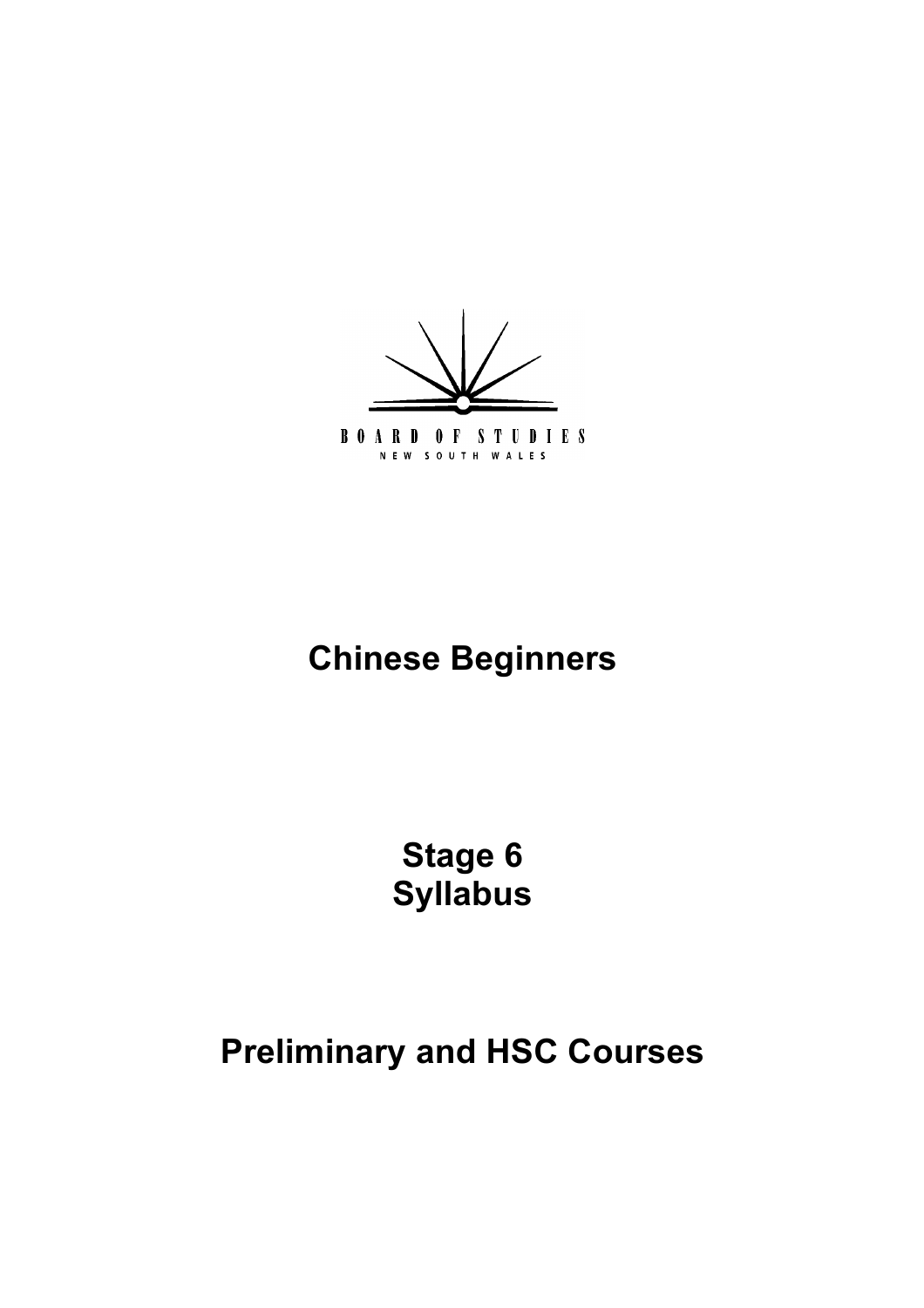BOARD OF STUDIES

NEW SOUTH WALES

# Chinese Beginners

# Stage 6
# Syllabus

# Preliminary and HSC Courses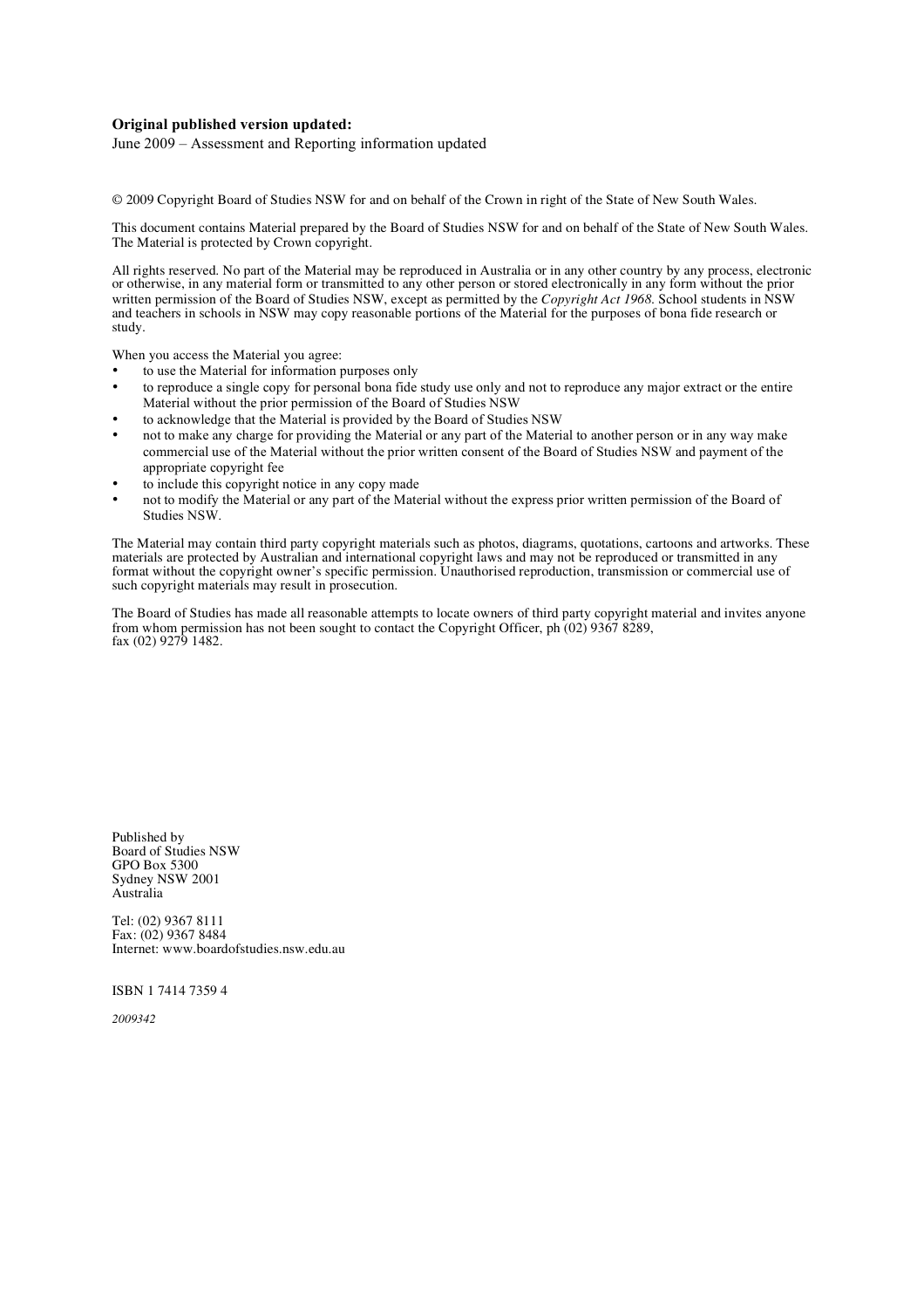**Original published version updated:**

June 2009 – Assessment and Reporting information updated

© 2009 Copyright Board of Studies NSW for and on behalf of the Crown in right of the State of New South Wales.

This document contains Material prepared by the Board of Studies NSW for and on behalf of the State of New South Wales. The Material is protected by Crown copyright.

All rights reserved. No part of the Material may be reproduced in Australia or in any other country by any process, electronic or otherwise, in any material form or transmitted to any other person or stored electronically in any form without the prior written permission of the Board of Studies NSW, except as permitted by the *Copyright Act 1968*. School students in NSW and teachers in schools in NSW may copy reasonable portions of the Material for the purposes of bona fide research or study.

When you access the Material you agree:

- to use the Material for information purposes only
- to reproduce a single copy for personal bona fide study use only and not to reproduce any major extract or the entire Material without the prior permission of the Board of Studies NSW
- to acknowledge that the Material is provided by the Board of Studies NSW
- not to make any charge for providing the Material or any part of the Material to another person or in any way make commercial use of the Material without the prior written consent of the Board of Studies NSW and payment of the appropriate copyright fee
- to include this copyright notice in any copy made
- not to modify the Material or any part of the Material without the express prior written permission of the Board of Studies NSW.

The Material may contain third party copyright materials such as photos, diagrams, quotations, cartoons and artworks. These materials are protected by Australian and international copyright laws and may not be reproduced or transmitted in any format without the copyright owner's specific permission. Unauthorised reproduction, transmission or commercial use of such copyright materials may result in prosecution.

The Board of Studies has made all reasonable attempts to locate owners of third party copyright material and invites anyone from whom permission has not been sought to contact the Copyright Officer, ph (02) 9367 8289, fax (02) 9279 1482.

Published by
Board of Studies NSW
GPO Box 5300
Sydney NSW 2001
Australia

Tel: (02) 9367 8111
Fax: (02) 9367 8484
Internet: www.boardofstudies.nsw.edu.au

ISBN 1 7414 7359 4

*2009342*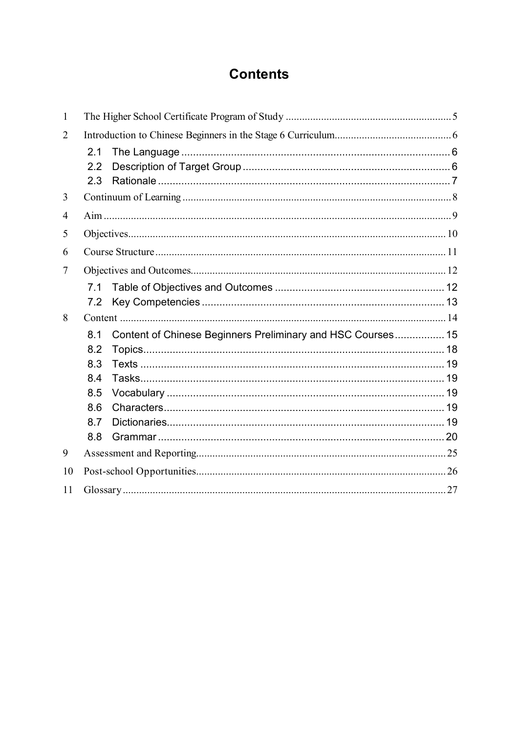# Contents

1 The Higher School Certificate Program of Study ........ 5

2 Introduction to Chinese Beginners in the Stage 6 Curriculum ........ 6

- 2.1 The Language ........ 6
- 2.2 Description of Target Group ........ 6
- 2.3 Rationale ........ 7

3 Continuum of Learning ........ 8

4 Aim ........ 9

5 Objectives ........ 10

6 Course Structure ........ 11

7 Objectives and Outcomes ........ 12

- 7.1 Table of Objectives and Outcomes ........ 12
- 7.2 Key Competencies ........ 13

8 Content ........ 14

- 8.1 Content of Chinese Beginners Preliminary and HSC Courses ........ 15
- 8.2 Topics ........ 18
- 8.3 Texts ........ 19
- 8.4 Tasks ........ 19
- 8.5 Vocabulary ........ 19
- 8.6 Characters ........ 19
- 8.7 Dictionaries ........ 19
- 8.8 Grammar ........ 20

9 Assessment and Reporting ........ 25

10 Post-school Opportunities ........ 26

11 Glossary ........ 27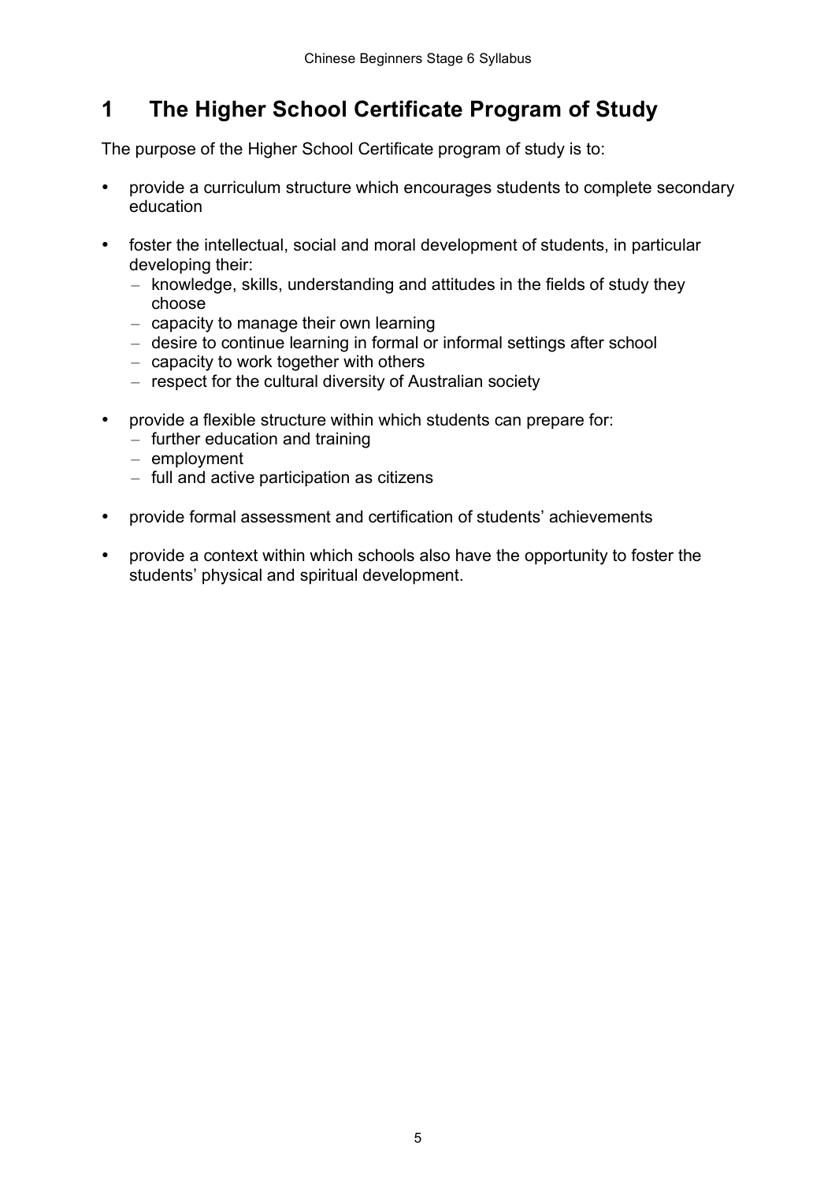# 1 The Higher School Certificate Program of Study

The purpose of the Higher School Certificate program of study is to:

- provide a curriculum structure which encourages students to complete secondary education
- foster the intellectual, social and moral development of students, in particular developing their:
  - knowledge, skills, understanding and attitudes in the fields of study they choose
  - capacity to manage their own learning
  - desire to continue learning in formal or informal settings after school
  - capacity to work together with others
  - respect for the cultural diversity of Australian society
- provide a flexible structure within which students can prepare for:
  - further education and training
  - employment
  - full and active participation as citizens
- provide formal assessment and certification of students' achievements
- provide a context within which schools also have the opportunity to foster the students' physical and spiritual development.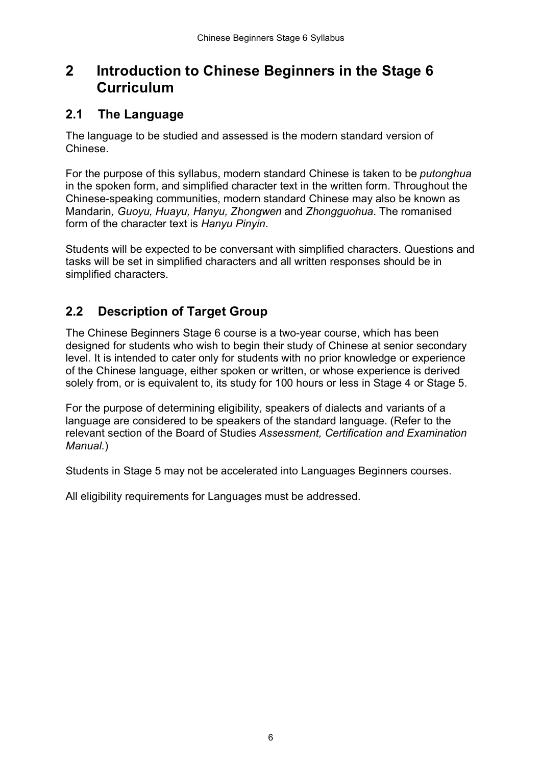# 2 Introduction to Chinese Beginners in the Stage 6 Curriculum

## 2.1 The Language

The language to be studied and assessed is the modern standard version of Chinese.

For the purpose of this syllabus, modern standard Chinese is taken to be *putonghua* in the spoken form, and simplified character text in the written form. Throughout the Chinese-speaking communities, modern standard Chinese may also be known as Mandarin*, Guoyu, Huayu, Hanyu, Zhongwen* and *Zhongguohua*. The romanised form of the character text is *Hanyu Pinyin*.

Students will be expected to be conversant with simplified characters. Questions and tasks will be set in simplified characters and all written responses should be in simplified characters.

## 2.2 Description of Target Group

The Chinese Beginners Stage 6 course is a two-year course, which has been designed for students who wish to begin their study of Chinese at senior secondary level. It is intended to cater only for students with no prior knowledge or experience of the Chinese language, either spoken or written, or whose experience is derived solely from, or is equivalent to, its study for 100 hours or less in Stage 4 or Stage 5.

For the purpose of determining eligibility, speakers of dialects and variants of a language are considered to be speakers of the standard language. (Refer to the relevant section of the Board of Studies *Assessment, Certification and Examination Manual.*)

Students in Stage 5 may not be accelerated into Languages Beginners courses.

All eligibility requirements for Languages must be addressed.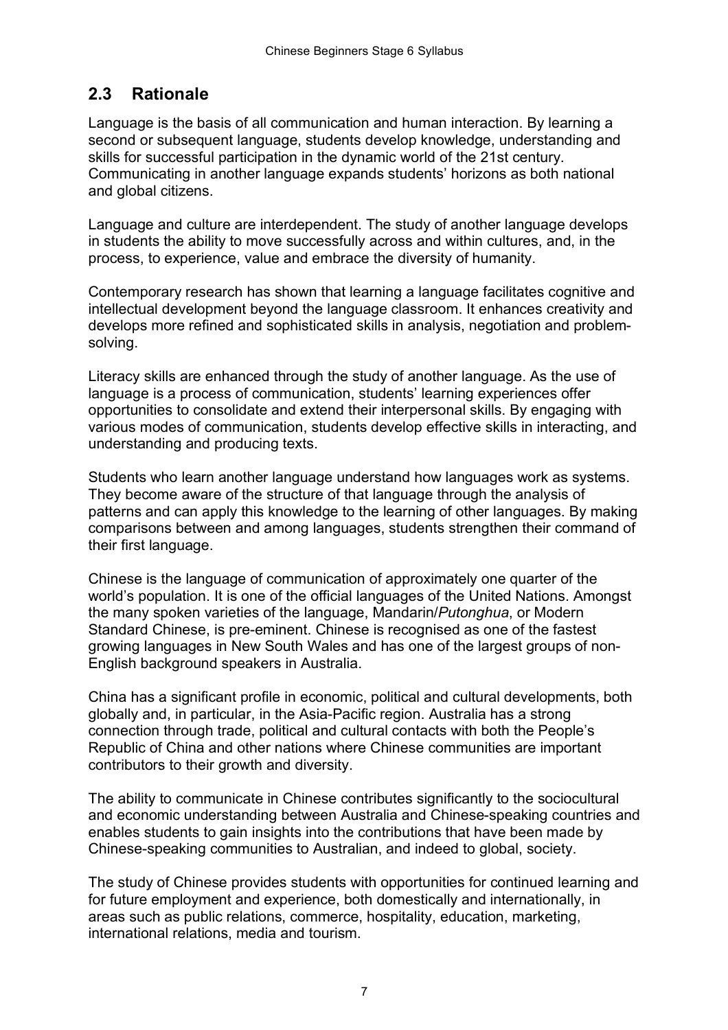## 2.3 Rationale

Language is the basis of all communication and human interaction. By learning a second or subsequent language, students develop knowledge, understanding and skills for successful participation in the dynamic world of the 21st century. Communicating in another language expands students' horizons as both national and global citizens.

Language and culture are interdependent. The study of another language develops in students the ability to move successfully across and within cultures, and, in the process, to experience, value and embrace the diversity of humanity.

Contemporary research has shown that learning a language facilitates cognitive and intellectual development beyond the language classroom. It enhances creativity and develops more refined and sophisticated skills in analysis, negotiation and problem-solving.

Literacy skills are enhanced through the study of another language. As the use of language is a process of communication, students' learning experiences offer opportunities to consolidate and extend their interpersonal skills. By engaging with various modes of communication, students develop effective skills in interacting, and understanding and producing texts.

Students who learn another language understand how languages work as systems. They become aware of the structure of that language through the analysis of patterns and can apply this knowledge to the learning of other languages. By making comparisons between and among languages, students strengthen their command of their first language.

Chinese is the language of communication of approximately one quarter of the world's population. It is one of the official languages of the United Nations. Amongst the many spoken varieties of the language, Mandarin/*Putonghua*, or Modern Standard Chinese, is pre-eminent. Chinese is recognised as one of the fastest growing languages in New South Wales and has one of the largest groups of non-English background speakers in Australia.

China has a significant profile in economic, political and cultural developments, both globally and, in particular, in the Asia-Pacific region. Australia has a strong connection through trade, political and cultural contacts with both the People's Republic of China and other nations where Chinese communities are important contributors to their growth and diversity.

The ability to communicate in Chinese contributes significantly to the sociocultural and economic understanding between Australia and Chinese-speaking countries and enables students to gain insights into the contributions that have been made by Chinese-speaking communities to Australian, and indeed to global, society.

The study of Chinese provides students with opportunities for continued learning and for future employment and experience, both domestically and internationally, in areas such as public relations, commerce, hospitality, education, marketing, international relations, media and tourism.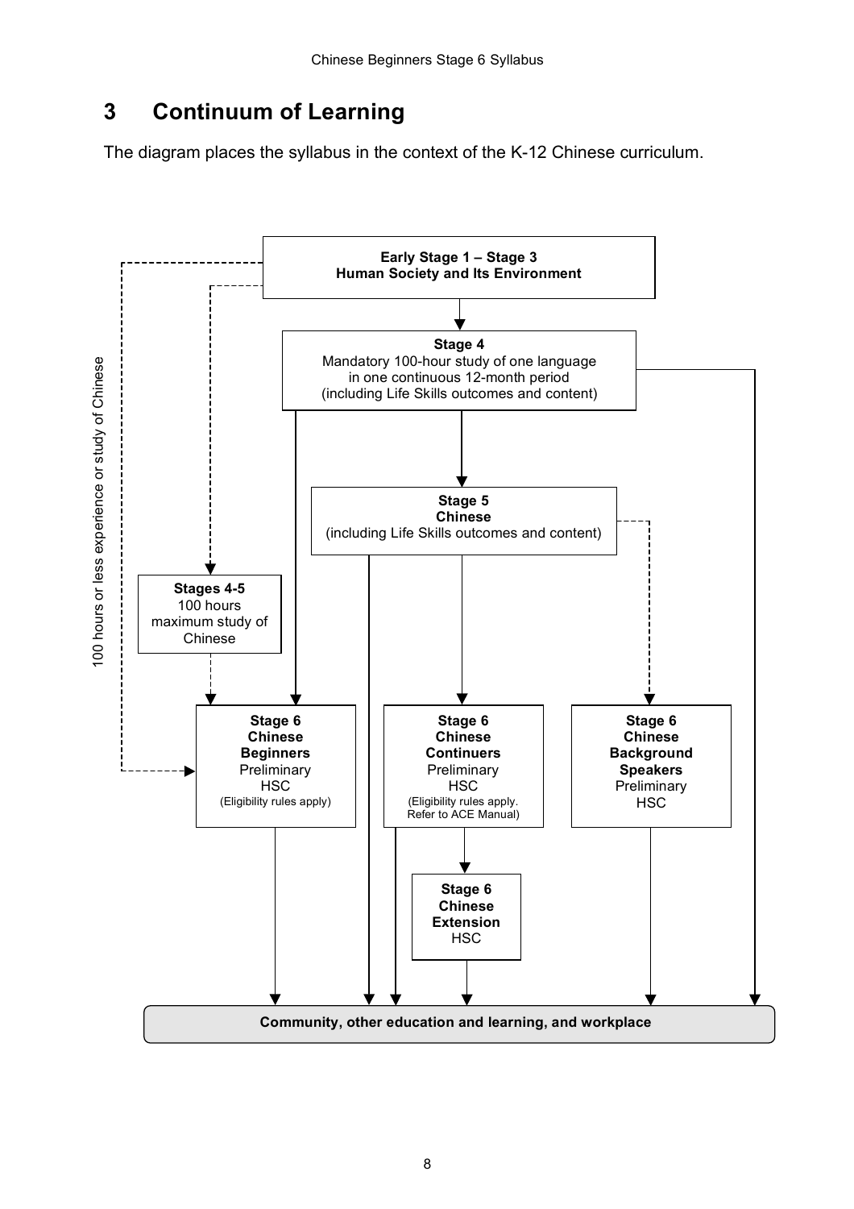# 3 Continuum of Learning

The diagram places the syllabus in the context of the K-12 Chinese curriculum.

**Early Stage 1 – Stage 3**
**Human Society and Its Environment**

**Stage 4**
Mandatory 100-hour study of one language in one continuous 12-month period (including Life Skills outcomes and content)

**Stage 5**
**Chinese**
(including Life Skills outcomes and content)

100 hours or less experience or study of Chinese

**Stages 4-5**
100 hours maximum study of Chinese

**Stage 6**
**Chinese**
**Beginners**
Preliminary
HSC
(Eligibility rules apply)

**Stage 6**
**Chinese**
**Continuers**
Preliminary
HSC
(Eligibility rules apply. Refer to ACE Manual)

**Stage 6**
**Chinese**
**Background**
**Speakers**
Preliminary
HSC

**Stage 6**
**Chinese**
**Extension**
HSC

**Community, other education and learning, and workplace**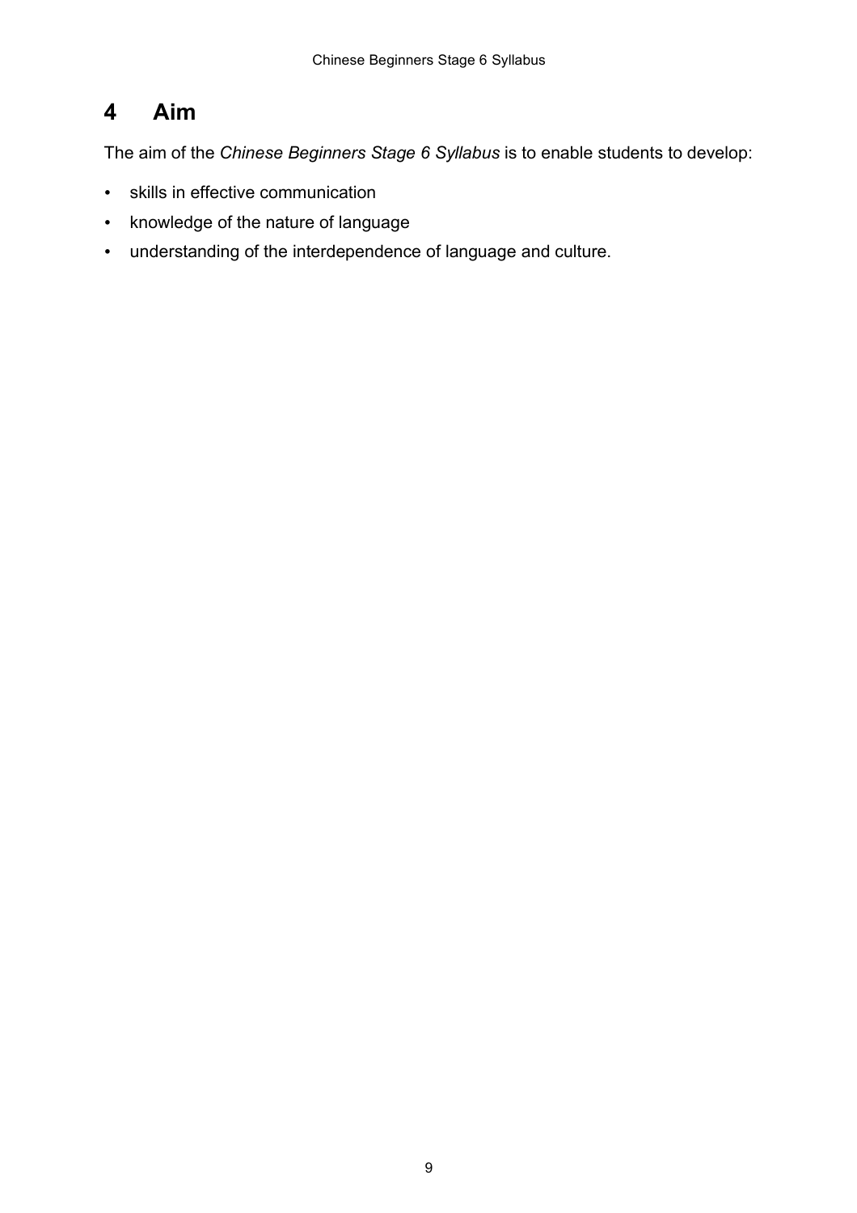# 4 Aim

The aim of the *Chinese Beginners Stage 6 Syllabus* is to enable students to develop:

- skills in effective communication
- knowledge of the nature of language
- understanding of the interdependence of language and culture.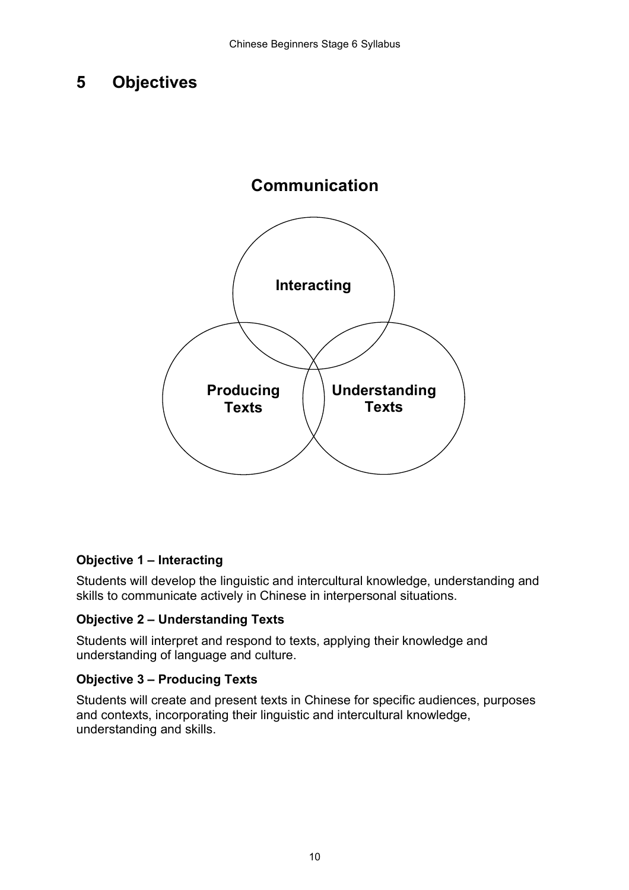# 5 Objectives

**Communication**

**Interacting**

**Producing Texts**

**Understanding Texts**

**Objective 1 – Interacting**

Students will develop the linguistic and intercultural knowledge, understanding and skills to communicate actively in Chinese in interpersonal situations.

**Objective 2 – Understanding Texts**

Students will interpret and respond to texts, applying their knowledge and understanding of language and culture.

**Objective 3 – Producing Texts**

Students will create and present texts in Chinese for specific audiences, purposes and contexts, incorporating their linguistic and intercultural knowledge, understanding and skills.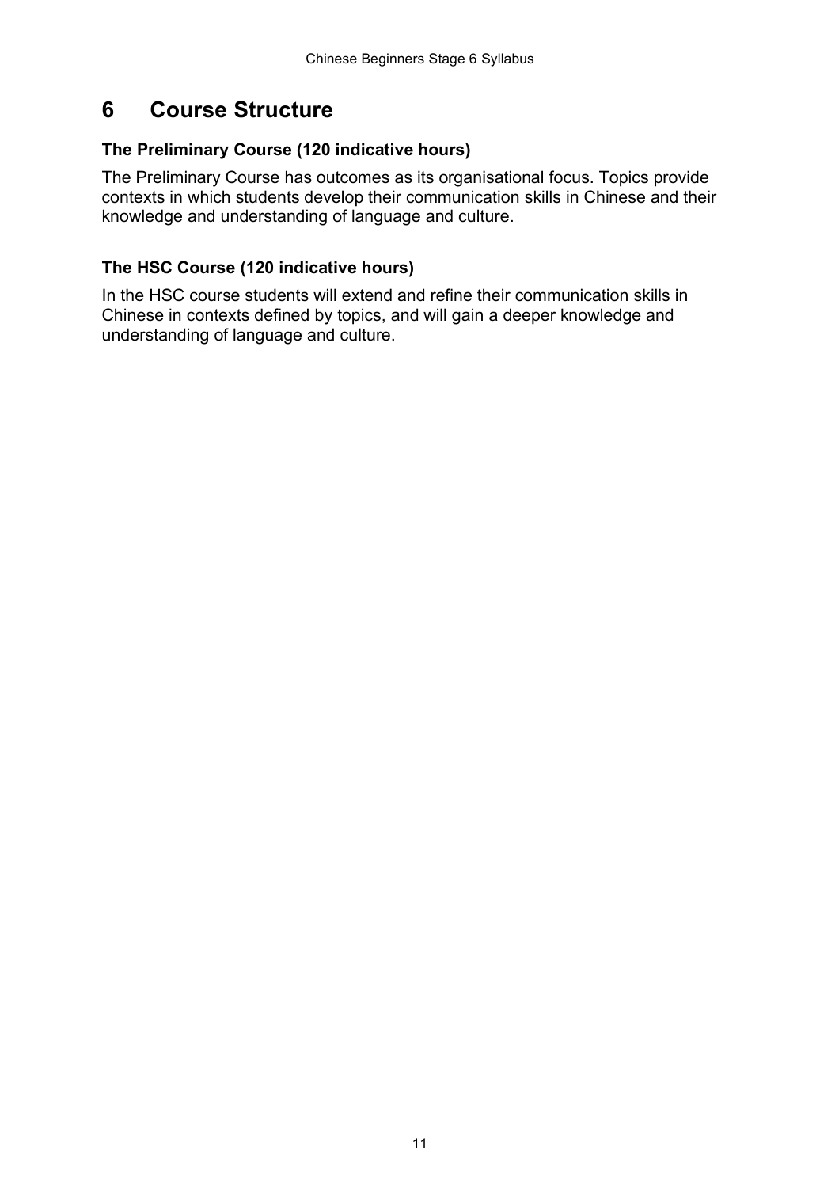# 6 Course Structure

### The Preliminary Course (120 indicative hours)

The Preliminary Course has outcomes as its organisational focus. Topics provide contexts in which students develop their communication skills in Chinese and their knowledge and understanding of language and culture.

### The HSC Course (120 indicative hours)

In the HSC course students will extend and refine their communication skills in Chinese in contexts defined by topics, and will gain a deeper knowledge and understanding of language and culture.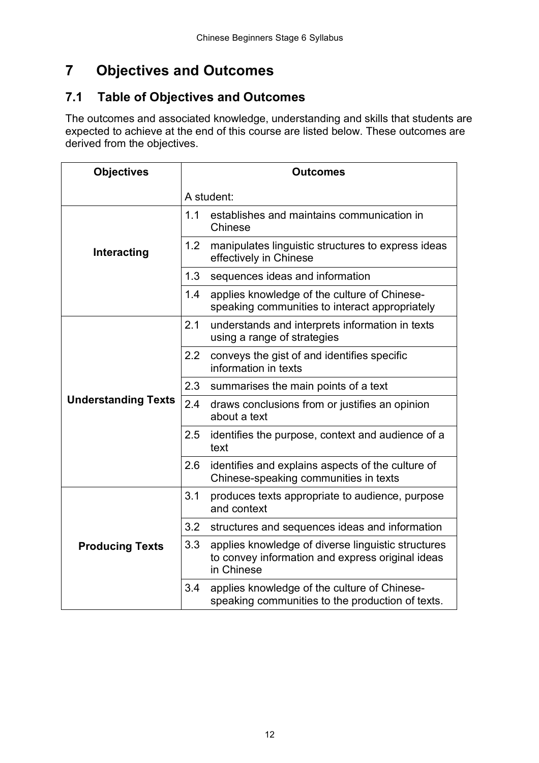# 7 Objectives and Outcomes

## 7.1 Table of Objectives and Outcomes

The outcomes and associated knowledge, understanding and skills that students are expected to achieve at the end of this course are listed below. These outcomes are derived from the objectives.

| Objectives | Outcomes |
| --- | --- |
| | A student: |
| **Interacting** | 1.1 establishes and maintains communication in Chinese |
| | 1.2 manipulates linguistic structures to express ideas effectively in Chinese |
| | 1.3 sequences ideas and information |
| | 1.4 applies knowledge of the culture of Chinese-speaking communities to interact appropriately |
| **Understanding Texts** | 2.1 understands and interprets information in texts using a range of strategies |
| | 2.2 conveys the gist of and identifies specific information in texts |
| | 2.3 summarises the main points of a text |
| | 2.4 draws conclusions from or justifies an opinion about a text |
| | 2.5 identifies the purpose, context and audience of a text |
| | 2.6 identifies and explains aspects of the culture of Chinese-speaking communities in texts |
| **Producing Texts** | 3.1 produces texts appropriate to audience, purpose and context |
| | 3.2 structures and sequences ideas and information |
| | 3.3 applies knowledge of diverse linguistic structures to convey information and express original ideas in Chinese |
| | 3.4 applies knowledge of the culture of Chinese-speaking communities to the production of texts. |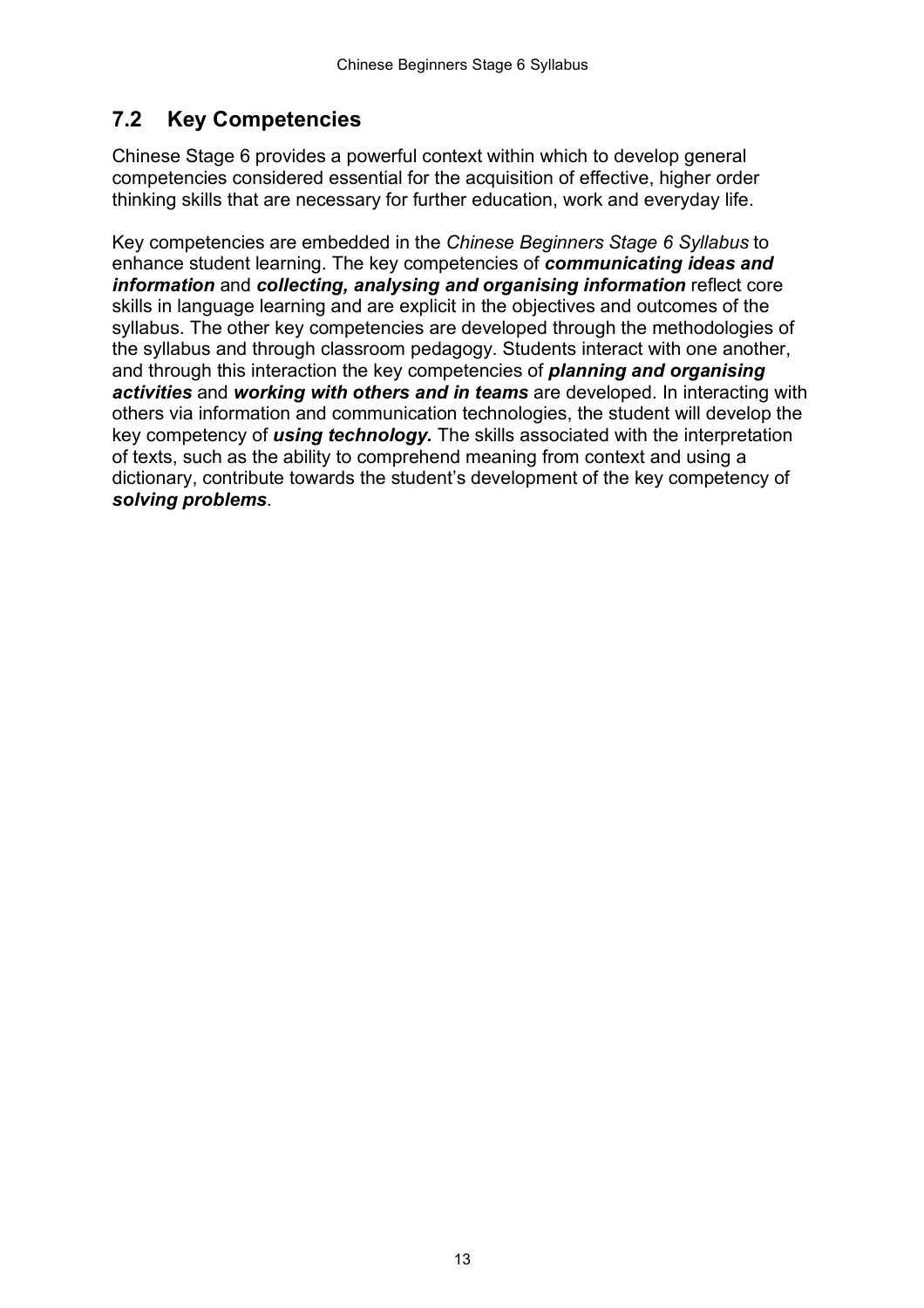## 7.2 Key Competencies

Chinese Stage 6 provides a powerful context within which to develop general competencies considered essential for the acquisition of effective, higher order thinking skills that are necessary for further education, work and everyday life.

Key competencies are embedded in the *Chinese Beginners Stage 6 Syllabus* to enhance student learning. The key competencies of ***communicating ideas and information*** and ***collecting, analysing and organising information*** reflect core skills in language learning and are explicit in the objectives and outcomes of the syllabus. The other key competencies are developed through the methodologies of the syllabus and through classroom pedagogy. Students interact with one another, and through this interaction the key competencies of ***planning and organising activities*** and ***working with others and in teams*** are developed. In interacting with others via information and communication technologies, the student will develop the key competency of ***using technology.*** The skills associated with the interpretation of texts, such as the ability to comprehend meaning from context and using a dictionary, contribute towards the student's development of the key competency of ***solving problems***.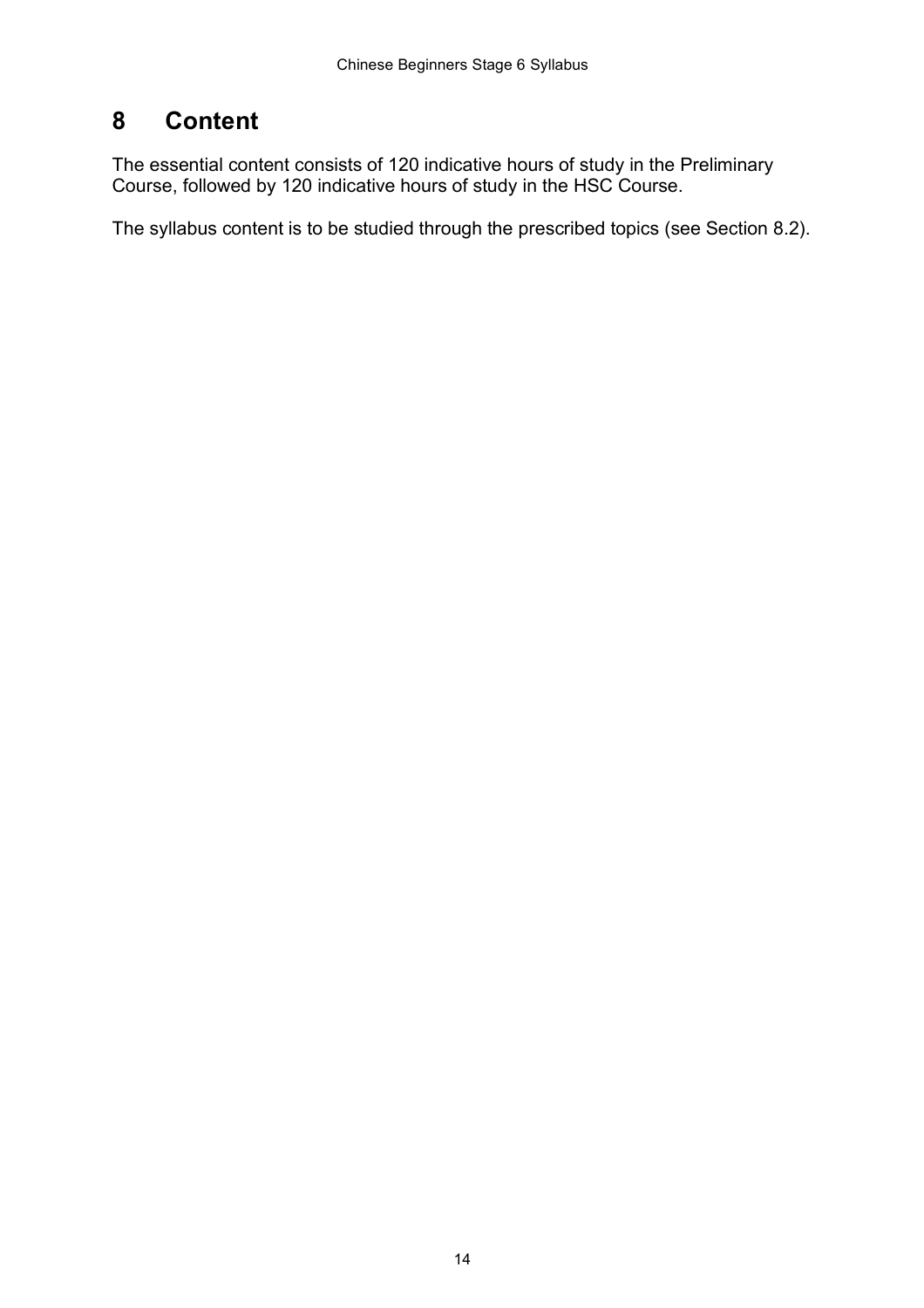# 8 Content

The essential content consists of 120 indicative hours of study in the Preliminary Course, followed by 120 indicative hours of study in the HSC Course.

The syllabus content is to be studied through the prescribed topics (see Section 8.2).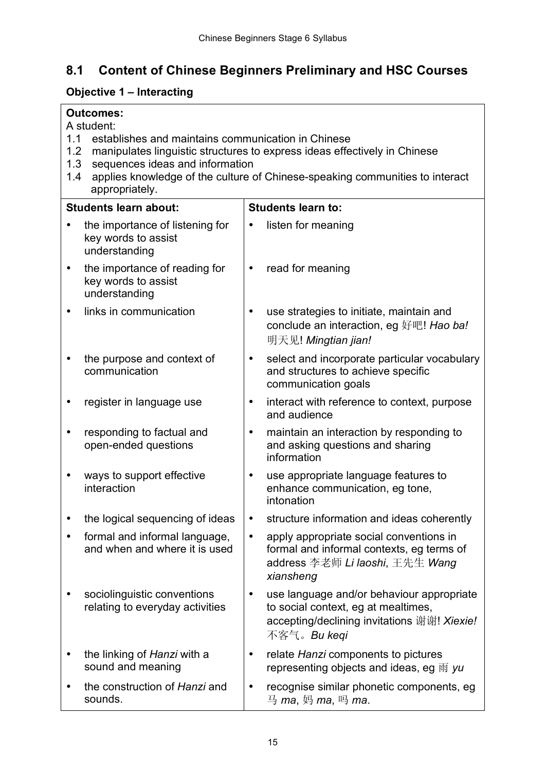## 8.1 Content of Chinese Beginners Preliminary and HSC Courses

### Objective 1 – Interacting

**Outcomes:**

A student:

1.1 establishes and maintains communication in Chinese
1.2 manipulates linguistic structures to express ideas effectively in Chinese
1.3 sequences ideas and information
1.4 applies knowledge of the culture of Chinese-speaking communities to interact appropriately.

| Students learn about: | Students learn to: |
|---|---|
| • the importance of listening for key words to assist understanding | • listen for meaning |
| • the importance of reading for key words to assist understanding | • read for meaning |
| • links in communication | • use strategies to initiate, maintain and conclude an interaction, eg 好吧! *Hao ba!* 明天见! *Mingtian jian!* |
| • the purpose and context of communication | • select and incorporate particular vocabulary and structures to achieve specific communication goals |
| • register in language use | • interact with reference to context, purpose and audience |
| • responding to factual and open-ended questions | • maintain an interaction by responding to and asking questions and sharing information |
| • ways to support effective interaction | • use appropriate language features to enhance communication, eg tone, intonation |
| • the logical sequencing of ideas | • structure information and ideas coherently |
| • formal and informal language, and when and where it is used | • apply appropriate social conventions in formal and informal contexts, eg terms of address 李老师 *Li laoshi*, 王先生 *Wang xiansheng* |
| • sociolinguistic conventions relating to everyday activities | • use language and/or behaviour appropriate to social context, eg at mealtimes, accepting/declining invitations 谢谢! *Xiexie!* 不客气。*Bu keqi* |
| • the linking of *Hanzi* with a sound and meaning | • relate *Hanzi* components to pictures representing objects and ideas, eg 雨 *yu* |
| • the construction of *Hanzi* and sounds. | • recognise similar phonetic components, eg 马 *ma*, 妈 *ma*, 吗 *ma*. |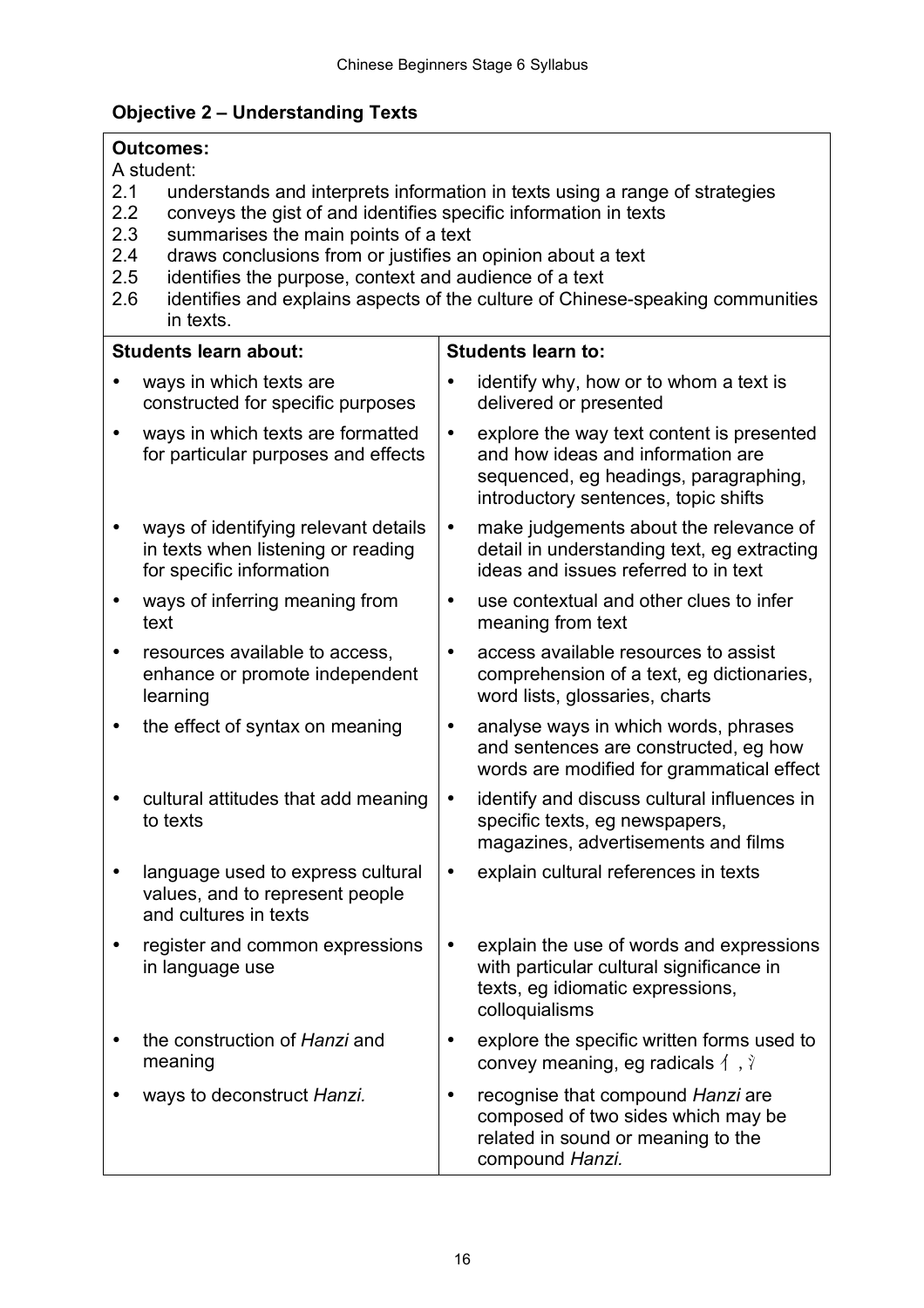## Objective 2 – Understanding Texts

**Outcomes:**

A student:

2.1 understands and interprets information in texts using a range of strategies
2.2 conveys the gist of and identifies specific information in texts
2.3 summarises the main points of a text
2.4 draws conclusions from or justifies an opinion about a text
2.5 identifies the purpose, context and audience of a text
2.6 identifies and explains aspects of the culture of Chinese-speaking communities in texts.

| Students learn about: | Students learn to: |
| --- | --- |
| • ways in which texts are constructed for specific purposes | • identify why, how or to whom a text is delivered or presented |
| • ways in which texts are formatted for particular purposes and effects | • explore the way text content is presented and how ideas and information are sequenced, eg headings, paragraphing, introductory sentences, topic shifts |
| • ways of identifying relevant details in texts when listening or reading for specific information | • make judgements about the relevance of detail in understanding text, eg extracting ideas and issues referred to in text |
| • ways of inferring meaning from text | • use contextual and other clues to infer meaning from text |
| • resources available to access, enhance or promote independent learning | • access available resources to assist comprehension of a text, eg dictionaries, word lists, glossaries, charts |
| • the effect of syntax on meaning | • analyse ways in which words, phrases and sentences are constructed, eg how words are modified for grammatical effect |
| • cultural attitudes that add meaning to texts | • identify and discuss cultural influences in specific texts, eg newspapers, magazines, advertisements and films |
| • language used to express cultural values, and to represent people and cultures in texts | • explain cultural references in texts |
| • register and common expressions in language use | • explain the use of words and expressions with particular cultural significance in texts, eg idiomatic expressions, colloquialisms |
| • the construction of *Hanzi* and meaning | • explore the specific written forms used to convey meaning, eg radicals 亻, 氵 |
| • ways to deconstruct *Hanzi.* | • recognise that compound *Hanzi* are composed of two sides which may be related in sound or meaning to the compound *Hanzi.* |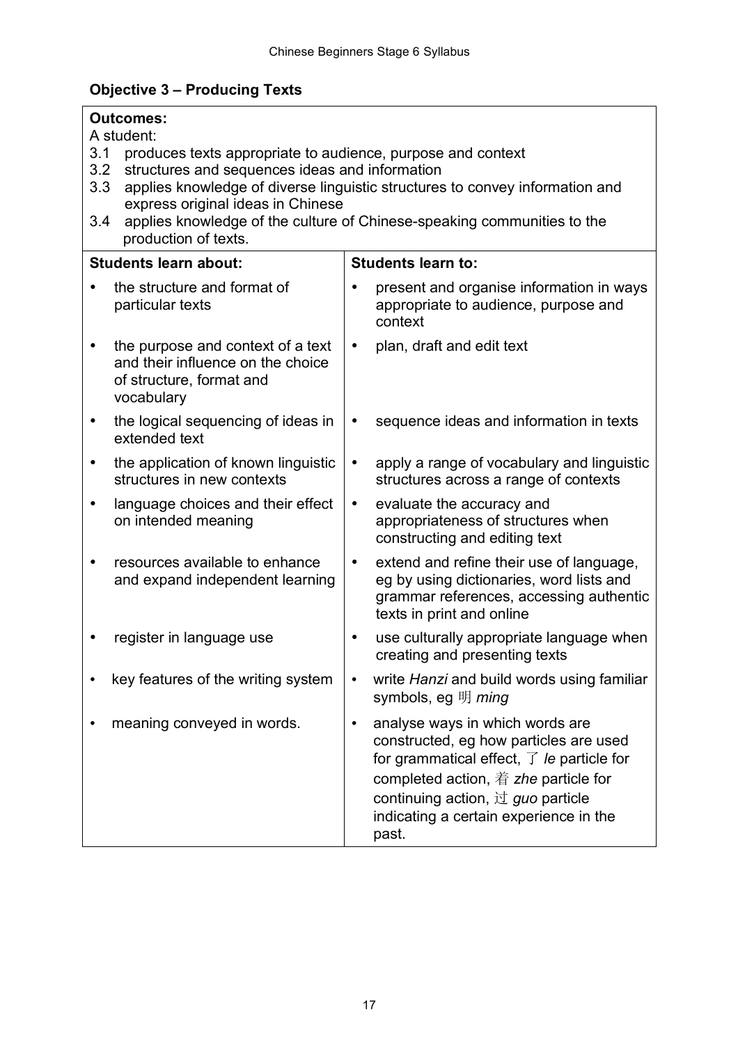## Objective 3 – Producing Texts

**Outcomes:**

A student:

3.1 produces texts appropriate to audience, purpose and context
3.2 structures and sequences ideas and information
3.3 applies knowledge of diverse linguistic structures to convey information and express original ideas in Chinese
3.4 applies knowledge of the culture of Chinese-speaking communities to the production of texts.

| Students learn about: | Students learn to: |
| --- | --- |
| • the structure and format of particular texts | • present and organise information in ways appropriate to audience, purpose and context |
| • the purpose and context of a text and their influence on the choice of structure, format and vocabulary | • plan, draft and edit text |
| • the logical sequencing of ideas in extended text | • sequence ideas and information in texts |
| • the application of known linguistic structures in new contexts | • apply a range of vocabulary and linguistic structures across a range of contexts |
| • language choices and their effect on intended meaning | • evaluate the accuracy and appropriateness of structures when constructing and editing text |
| • resources available to enhance and expand independent learning | • extend and refine their use of language, eg by using dictionaries, word lists and grammar references, accessing authentic texts in print and online |
| • register in language use | • use culturally appropriate language when creating and presenting texts |
| • key features of the writing system | • write *Hanzi* and build words using familiar symbols, eg 明 *ming* |
| • meaning conveyed in words. | • analyse ways in which words are constructed, eg how particles are used for grammatical effect, 了 *le* particle for completed action, 着 *zhe* particle for continuing action, 过 *guo* particle indicating a certain experience in the past. |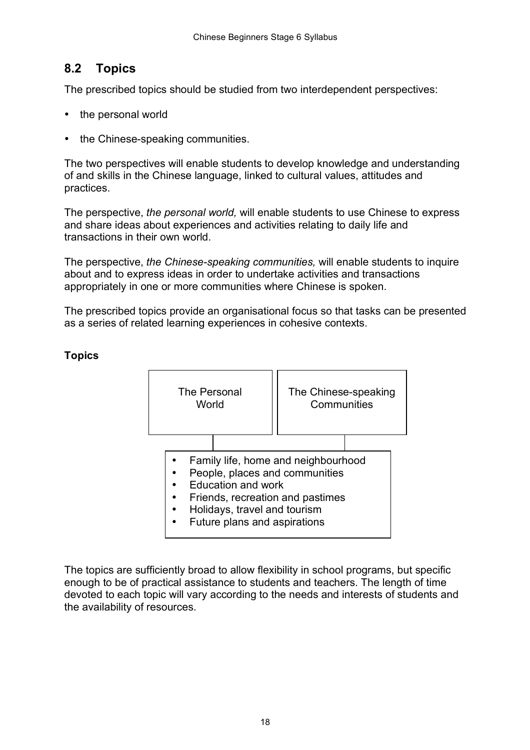## 8.2 Topics

The prescribed topics should be studied from two interdependent perspectives:

- the personal world
- the Chinese-speaking communities.

The two perspectives will enable students to develop knowledge and understanding of and skills in the Chinese language, linked to cultural values, attitudes and practices.

The perspective, *the personal world,* will enable students to use Chinese to express and share ideas about experiences and activities relating to daily life and transactions in their own world.

The perspective, *the Chinese-speaking communities,* will enable students to inquire about and to express ideas in order to undertake activities and transactions appropriately in one or more communities where Chinese is spoken.

The prescribed topics provide an organisational focus so that tasks can be presented as a series of related learning experiences in cohesive contexts.

**Topics**

| The Personal World | The Chinese-speaking Communities |
|---|---|

- Family life, home and neighbourhood
- People, places and communities
- Education and work
- Friends, recreation and pastimes
- Holidays, travel and tourism
- Future plans and aspirations

The topics are sufficiently broad to allow flexibility in school programs, but specific enough to be of practical assistance to students and teachers. The length of time devoted to each topic will vary according to the needs and interests of students and the availability of resources.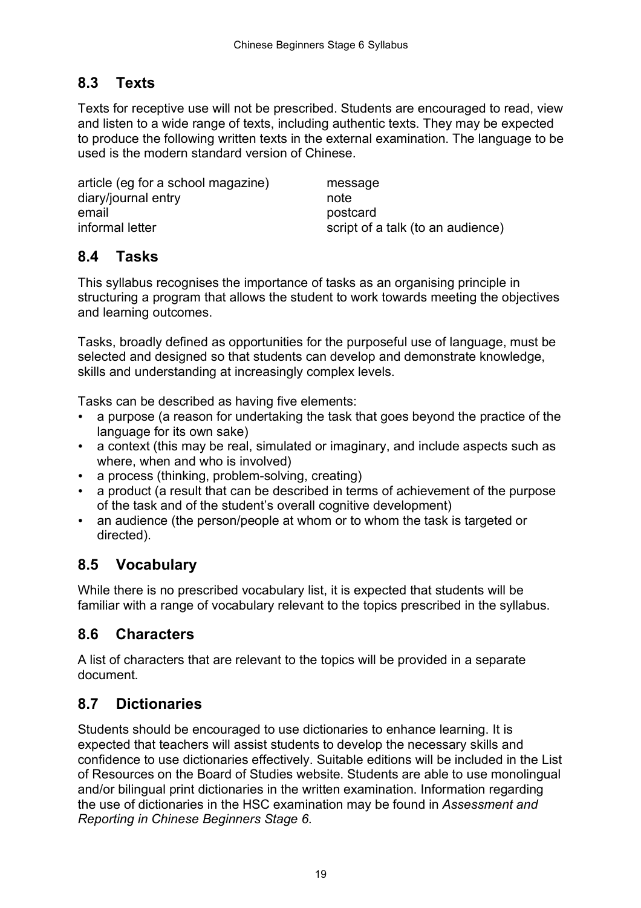## 8.3 Texts

Texts for receptive use will not be prescribed. Students are encouraged to read, view and listen to a wide range of texts, including authentic texts. They may be expected to produce the following written texts in the external examination. The language to be used is the modern standard version of Chinese.

| | |
|---|---|
| article (eg for a school magazine) | message |
| diary/journal entry | note |
| email | postcard |
| informal letter | script of a talk (to an audience) |

## 8.4 Tasks

This syllabus recognises the importance of tasks as an organising principle in structuring a program that allows the student to work towards meeting the objectives and learning outcomes.

Tasks, broadly defined as opportunities for the purposeful use of language, must be selected and designed so that students can develop and demonstrate knowledge, skills and understanding at increasingly complex levels.

Tasks can be described as having five elements:

- a purpose (a reason for undertaking the task that goes beyond the practice of the language for its own sake)
- a context (this may be real, simulated or imaginary, and include aspects such as where, when and who is involved)
- a process (thinking, problem-solving, creating)
- a product (a result that can be described in terms of achievement of the purpose of the task and of the student's overall cognitive development)
- an audience (the person/people at whom or to whom the task is targeted or directed).

## 8.5 Vocabulary

While there is no prescribed vocabulary list, it is expected that students will be familiar with a range of vocabulary relevant to the topics prescribed in the syllabus.

## 8.6 Characters

A list of characters that are relevant to the topics will be provided in a separate document.

## 8.7 Dictionaries

Students should be encouraged to use dictionaries to enhance learning. It is expected that teachers will assist students to develop the necessary skills and confidence to use dictionaries effectively. Suitable editions will be included in the List of Resources on the Board of Studies website. Students are able to use monolingual and/or bilingual print dictionaries in the written examination. Information regarding the use of dictionaries in the HSC examination may be found in *Assessment and Reporting in Chinese Beginners Stage 6.*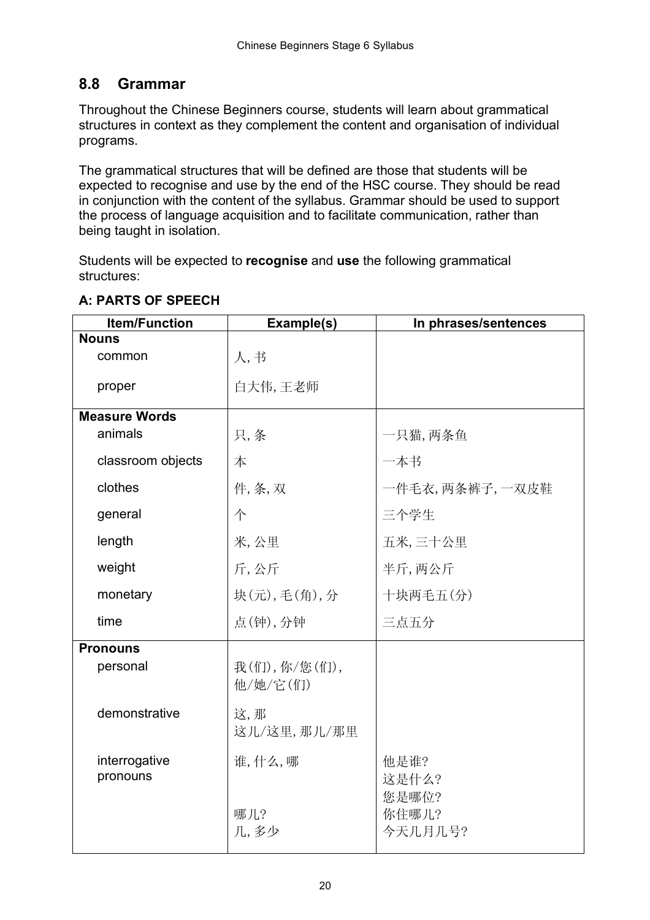## 8.8 Grammar

Throughout the Chinese Beginners course, students will learn about grammatical structures in context as they complement the content and organisation of individual programs.

The grammatical structures that will be defined are those that students will be expected to recognise and use by the end of the HSC course. They should be read in conjunction with the content of the syllabus. Grammar should be used to support the process of language acquisition and to facilitate communication, rather than being taught in isolation.

Students will be expected to **recognise** and **use** the following grammatical structures:

**A: PARTS OF SPEECH**

| Item/Function | Example(s) | In phrases/sentences |
|---|---|---|
| **Nouns** | | |
| common | 人, 书 | |
| proper | 白大伟, 王老师 | |
| **Measure Words** | | |
| animals | 只, 条 | 一只猫, 两条鱼 |
| classroom objects | 本 | 一本书 |
| clothes | 件, 条, 双 | 一件毛衣, 两条裤子, 一双皮鞋 |
| general | 个 | 三个学生 |
| length | 米, 公里 | 五米, 三十公里 |
| weight | 斤, 公斤 | 半斤, 两公斤 |
| monetary | 块(元), 毛(角), 分 | 十块两毛五(分) |
| time | 点(钟), 分钟 | 三点五分 |
| **Pronouns** | | |
| personal | 我(们), 你/您(们), 他/她/它(们) | |
| demonstrative | 这, 那<br>这儿/这里, 那儿/那里 | |
| interrogative pronouns | 谁, 什么, 哪<br><br><br>哪儿?<br>几, 多少 | 他是谁?<br>这是什么?<br>您是哪位?<br>你住哪儿?<br>今天几月几号? |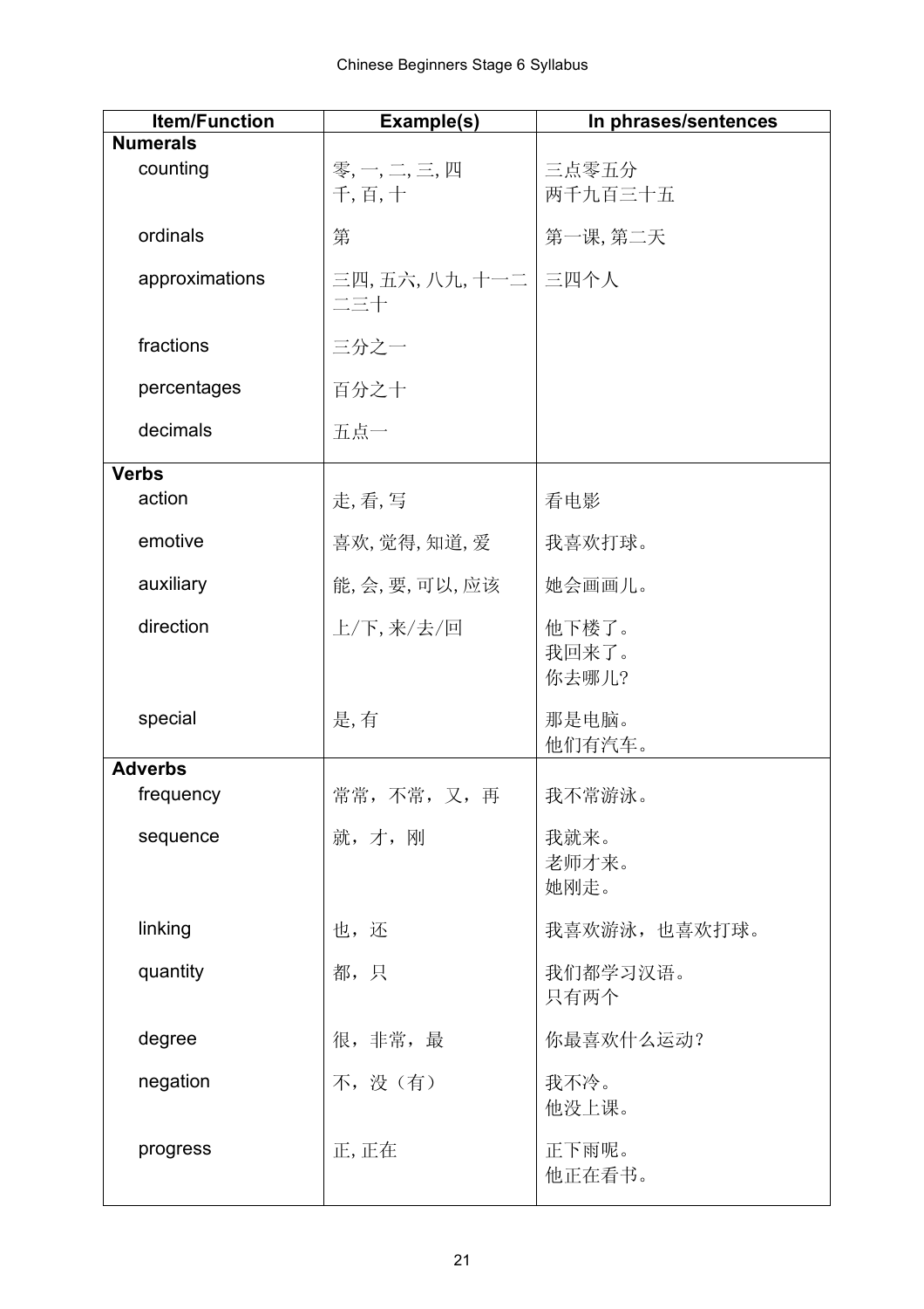| Item/Function | Example(s) | In phrases/sentences |
|---|---|---|
| **Numerals** | | |
| counting | 零, 一, 二, 三, 四<br>千, 百, 十 | 三点零五分<br>两千九百三十五 |
| ordinals | 第 | 第一课, 第二天 |
| approximations | 三四, 五六, 八九, 十一二<br>二三十 | 三四个人 |
| fractions | 三分之一 | |
| percentages | 百分之十 | |
| decimals | 五点一 | |
| **Verbs** | | |
| action | 走, 看, 写 | 看电影 |
| emotive | 喜欢, 觉得, 知道, 爱 | 我喜欢打球。 |
| auxiliary | 能, 会, 要, 可以, 应该 | 她会画画儿。 |
| direction | 上/下, 来/去/回 | 他下楼了。<br>我回来了。<br>你去哪儿? |
| special | 是, 有 | 那是电脑。<br>他们有汽车。 |
| **Adverbs** | | |
| frequency | 常常，不常，又，再 | 我不常游泳。 |
| sequence | 就，才，刚 | 我就来。<br>老师才来。<br>她刚走。 |
| linking | 也，还 | 我喜欢游泳，也喜欢打球。 |
| quantity | 都，只 | 我们都学习汉语。<br>只有两个 |
| degree | 很，非常，最 | 你最喜欢什么运动? |
| negation | 不，没（有） | 我不冷。<br>他没上课。 |
| progress | 正, 正在 | 正下雨呢。<br>他正在看书。 |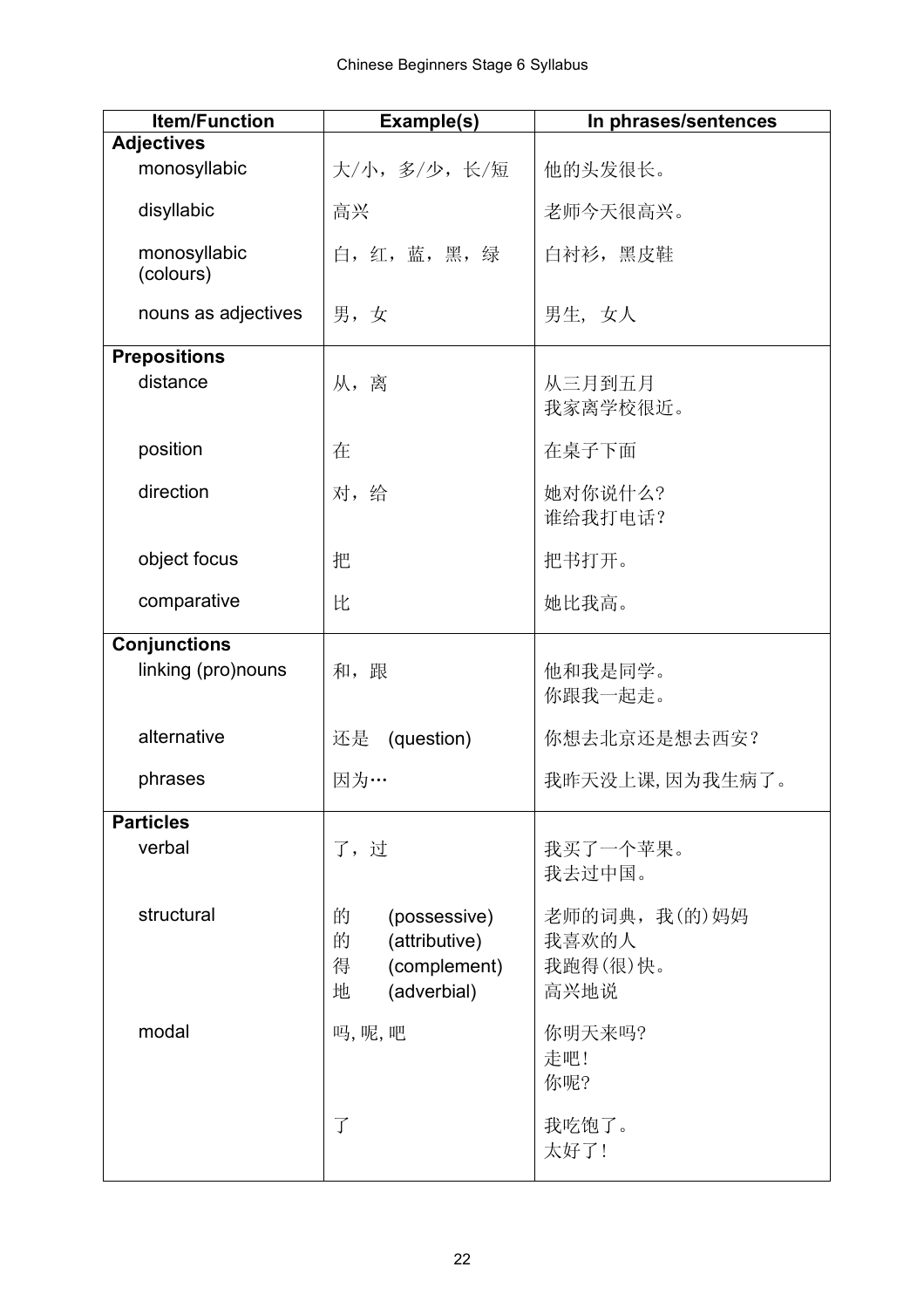| Item/Function | Example(s) | In phrases/sentences |
|---|---|---|
| **Adjectives** | | |
| monosyllabic | 大/小，多/少，长/短 | 他的头发很长。 |
| disyllabic | 高兴 | 老师今天很高兴。 |
| monosyllabic (colours) | 白，红，蓝，黑，绿 | 白衬衫，黑皮鞋 |
| nouns as adjectives | 男，女 | 男生， 女人 |
| **Prepositions** | | |
| distance | 从，离 | 从三月到五月<br>我家离学校很近。 |
| position | 在 | 在桌子下面 |
| direction | 对，给 | 她对你说什么?<br>谁给我打电话? |
| object focus | 把 | 把书打开。 |
| comparative | 比 | 她比我高。 |
| **Conjunctions** | | |
| linking (pro)nouns | 和，跟 | 他和我是同学。<br>你跟我一起走。 |
| alternative | 还是 (question) | 你想去北京还是想去西安? |
| phrases | 因为… | 我昨天没上课, 因为我生病了。 |
| **Particles** | | |
| verbal | 了，过 | 我买了一个苹果。<br>我去过中国。 |
| structural | 的 (possessive)<br>的 (attributive)<br>得 (complement)<br>地 (adverbial) | 老师的词典，我(的)妈妈<br>我喜欢的人<br>我跑得(很)快。<br>高兴地说 |
| modal | 吗, 呢, 吧 | 你明天来吗?<br>走吧!<br>你呢? |
| | 了 | 我吃饱了。<br>太好了! |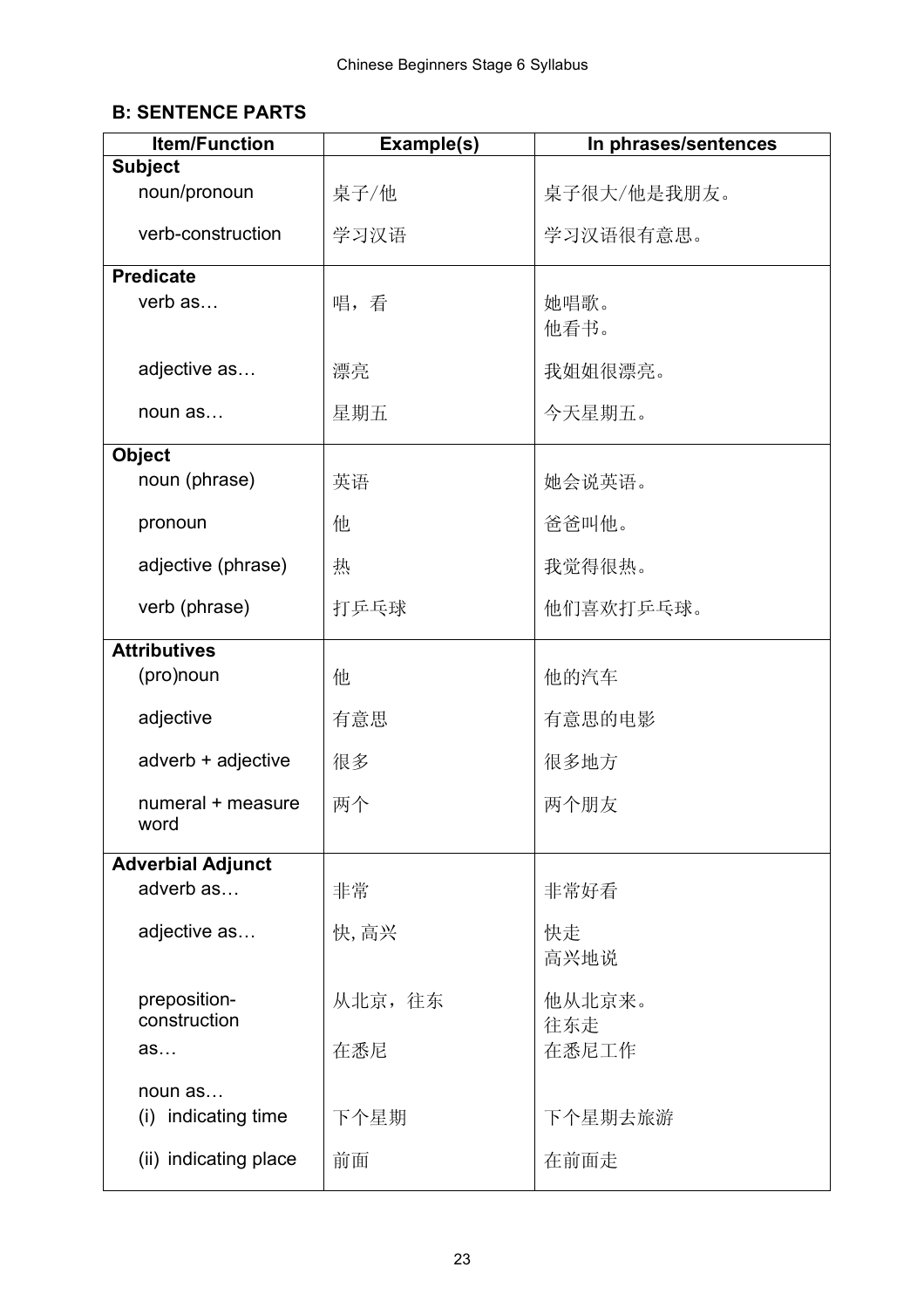## B: SENTENCE PARTS

| Item/Function | Example(s) | In phrases/sentences |
|---|---|---|
| **Subject** | | |
| noun/pronoun | 桌子/他 | 桌子很大/他是我朋友。 |
| verb-construction | 学习汉语 | 学习汉语很有意思。 |
| **Predicate** | | |
| verb as… | 唱，看 | 她唱歌。<br>他看书。 |
| adjective as… | 漂亮 | 我姐姐很漂亮。 |
| noun as… | 星期五 | 今天星期五。 |
| **Object** | | |
| noun (phrase) | 英语 | 她会说英语。 |
| pronoun | 他 | 爸爸叫他。 |
| adjective (phrase) | 热 | 我觉得很热。 |
| verb (phrase) | 打乒乓球 | 他们喜欢打乒乓球。 |
| **Attributives** | | |
| (pro)noun | 他 | 他的汽车 |
| adjective | 有意思 | 有意思的电影 |
| adverb + adjective | 很多 | 很多地方 |
| numeral + measure word | 两个 | 两个朋友 |
| **Adverbial Adjunct** | | |
| adverb as… | 非常 | 非常好看 |
| adjective as… | 快, 高兴 | 快走<br>高兴地说 |
| preposition-construction as… | 从北京，往东<br>在悉尼 | 他从北京来。<br>往东走<br>在悉尼工作 |
| noun as… | | |
| (i) indicating time | 下个星期 | 下个星期去旅游 |
| (ii) indicating place | 前面 | 在前面走 |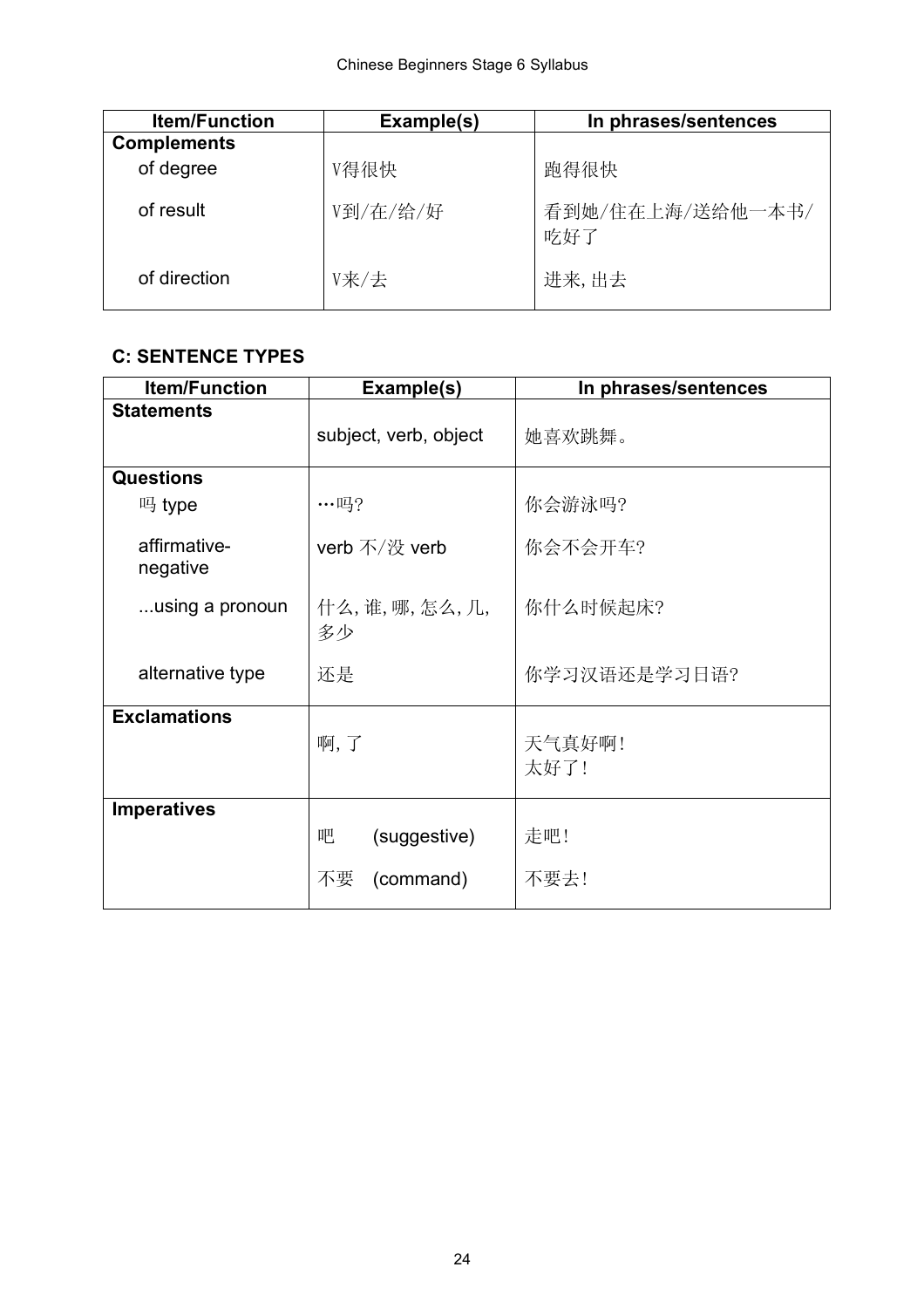| Item/Function | Example(s) | In phrases/sentences |
|---|---|---|
| **Complements** | | |
| of degree | V得很快 | 跑得很快 |
| of result | V到/在/给/好 | 看到她/住在上海/送给他一本书/吃好了 |
| of direction | V来/去 | 进来, 出去 |

**C: SENTENCE TYPES**

| Item/Function | Example(s) | In phrases/sentences |
|---|---|---|
| **Statements** | | |
| | subject, verb, object | 她喜欢跳舞。 |
| **Questions** | | |
| 吗 type | …吗? | 你会游泳吗? |
| affirmative-negative | verb 不/没 verb | 你会不会开车? |
| ...using a pronoun | 什么, 谁, 哪, 怎么, 几, 多少 | 你什么时候起床? |
| alternative type | 还是 | 你学习汉语还是学习日语? |
| **Exclamations** | | |
| | 啊, 了 | 天气真好啊!<br>太好了! |
| **Imperatives** | | |
| | 吧 (suggestive) | 走吧! |
| | 不要 (command) | 不要去! |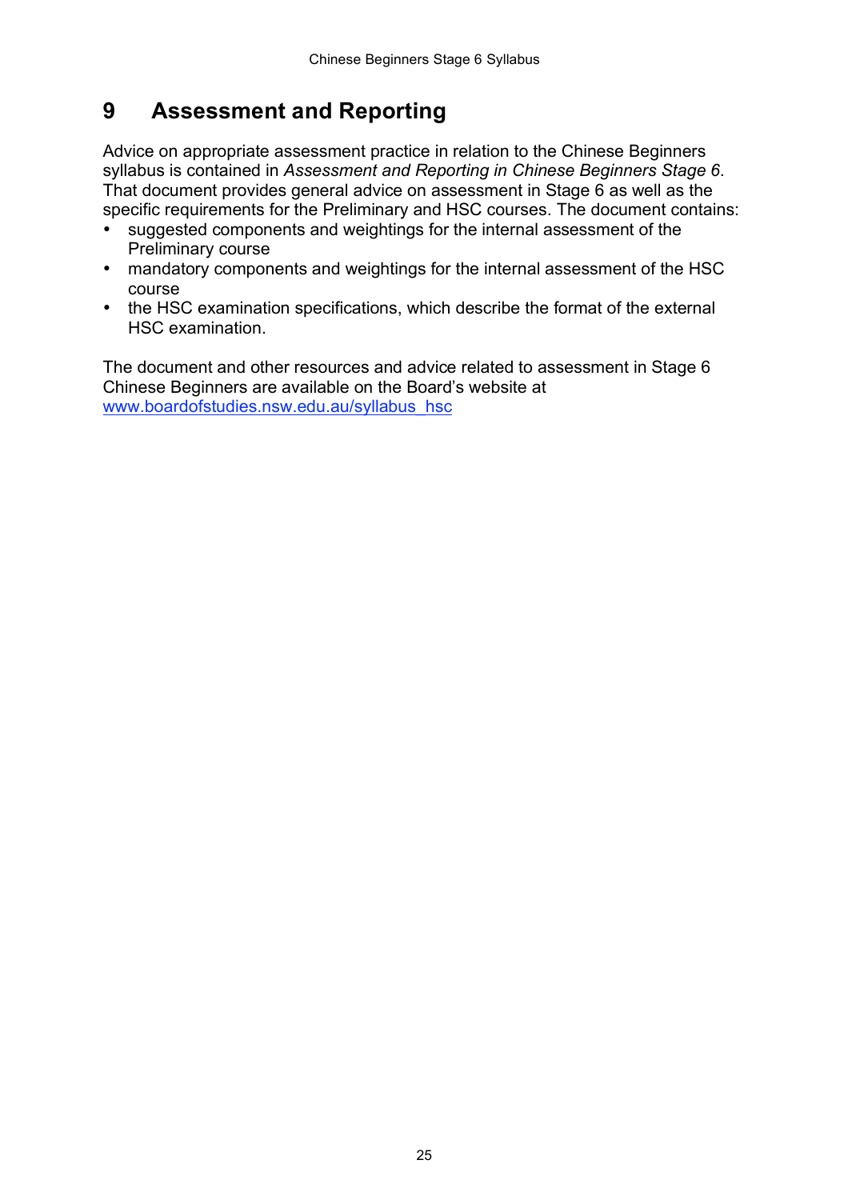# 9 Assessment and Reporting

Advice on appropriate assessment practice in relation to the Chinese Beginners syllabus is contained in *Assessment and Reporting in Chinese Beginners Stage 6*. That document provides general advice on assessment in Stage 6 as well as the specific requirements for the Preliminary and HSC courses. The document contains:

- suggested components and weightings for the internal assessment of the Preliminary course
- mandatory components and weightings for the internal assessment of the HSC course
- the HSC examination specifications, which describe the format of the external HSC examination.

The document and other resources and advice related to assessment in Stage 6 Chinese Beginners are available on the Board's website at www.boardofstudies.nsw.edu.au/syllabus_hsc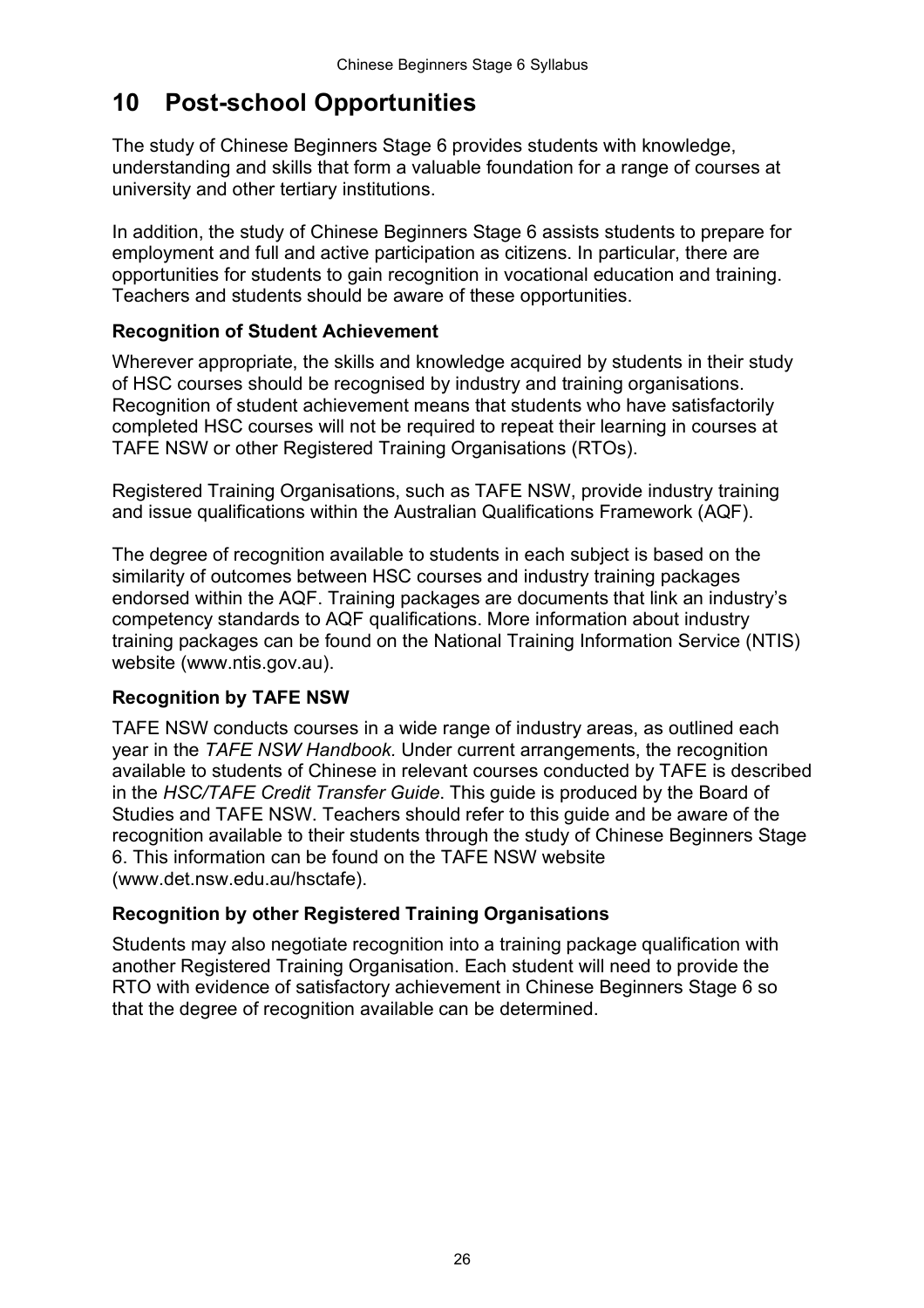# 10 Post-school Opportunities

The study of Chinese Beginners Stage 6 provides students with knowledge, understanding and skills that form a valuable foundation for a range of courses at university and other tertiary institutions.

In addition, the study of Chinese Beginners Stage 6 assists students to prepare for employment and full and active participation as citizens. In particular, there are opportunities for students to gain recognition in vocational education and training. Teachers and students should be aware of these opportunities.

### Recognition of Student Achievement

Wherever appropriate, the skills and knowledge acquired by students in their study of HSC courses should be recognised by industry and training organisations. Recognition of student achievement means that students who have satisfactorily completed HSC courses will not be required to repeat their learning in courses at TAFE NSW or other Registered Training Organisations (RTOs).

Registered Training Organisations, such as TAFE NSW, provide industry training and issue qualifications within the Australian Qualifications Framework (AQF).

The degree of recognition available to students in each subject is based on the similarity of outcomes between HSC courses and industry training packages endorsed within the AQF. Training packages are documents that link an industry's competency standards to AQF qualifications. More information about industry training packages can be found on the National Training Information Service (NTIS) website (www.ntis.gov.au).

### Recognition by TAFE NSW

TAFE NSW conducts courses in a wide range of industry areas, as outlined each year in the *TAFE NSW Handbook.* Under current arrangements, the recognition available to students of Chinese in relevant courses conducted by TAFE is described in the *HSC/TAFE Credit Transfer Guide*. This guide is produced by the Board of Studies and TAFE NSW. Teachers should refer to this guide and be aware of the recognition available to their students through the study of Chinese Beginners Stage 6. This information can be found on the TAFE NSW website (www.det.nsw.edu.au/hsctafe).

### Recognition by other Registered Training Organisations

Students may also negotiate recognition into a training package qualification with another Registered Training Organisation. Each student will need to provide the RTO with evidence of satisfactory achievement in Chinese Beginners Stage 6 so that the degree of recognition available can be determined.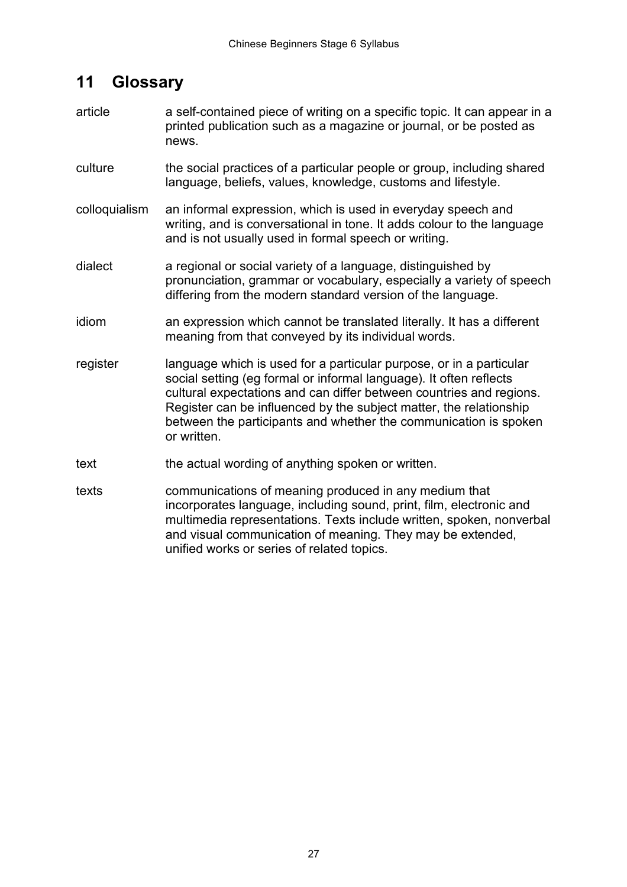## 11 Glossary

| | |
|---|---|
| article | a self-contained piece of writing on a specific topic. It can appear in a printed publication such as a magazine or journal, or be posted as news. |
| culture | the social practices of a particular people or group, including shared language, beliefs, values, knowledge, customs and lifestyle. |
| colloquialism | an informal expression, which is used in everyday speech and writing, and is conversational in tone. It adds colour to the language and is not usually used in formal speech or writing. |
| dialect | a regional or social variety of a language, distinguished by pronunciation, grammar or vocabulary, especially a variety of speech differing from the modern standard version of the language. |
| idiom | an expression which cannot be translated literally. It has a different meaning from that conveyed by its individual words. |
| register | language which is used for a particular purpose, or in a particular social setting (eg formal or informal language). It often reflects cultural expectations and can differ between countries and regions. Register can be influenced by the subject matter, the relationship between the participants and whether the communication is spoken or written. |
| text | the actual wording of anything spoken or written. |
| texts | communications of meaning produced in any medium that incorporates language, including sound, print, film, electronic and multimedia representations. Texts include written, spoken, nonverbal and visual communication of meaning. They may be extended, unified works or series of related topics. |